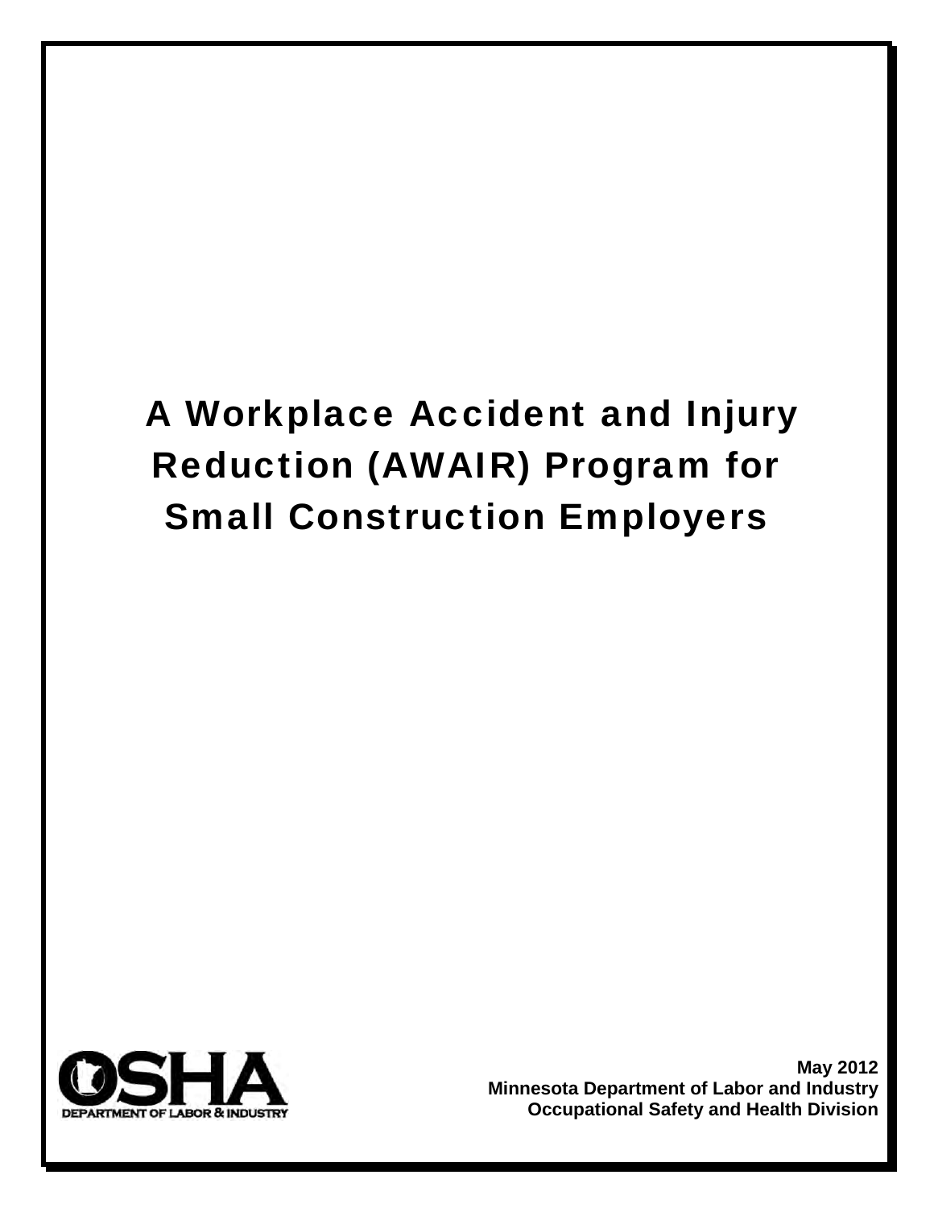# A Workplace Accident and Injury Reduction (AWAIR) Program for Small Construction Employers

OSHA

DEPARTMENT OF LABOR & INDUSTRY

**May 2012**
**Minnesota Department of Labor and Industry**
**Occupational Safety and Health Division**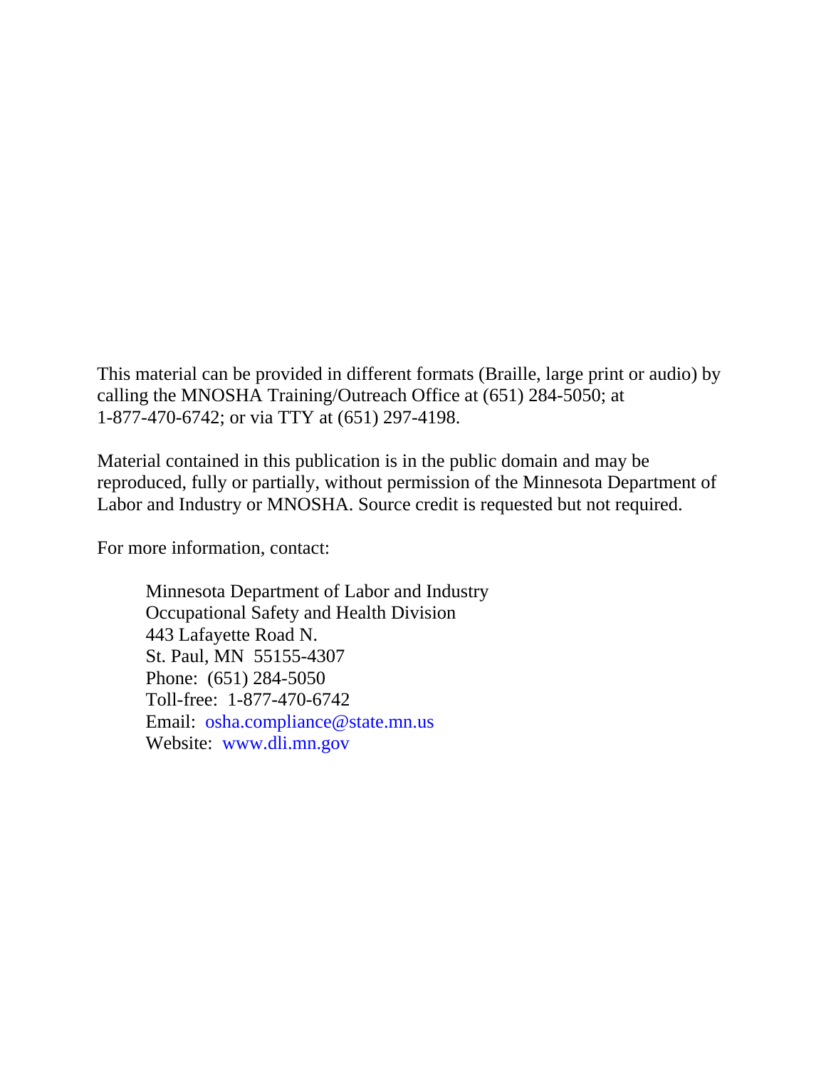This material can be provided in different formats (Braille, large print or audio) by calling the MNOSHA Training/Outreach Office at (651) 284-5050; at 1-877-470-6742; or via TTY at (651) 297-4198.

Material contained in this publication is in the public domain and may be reproduced, fully or partially, without permission of the Minnesota Department of Labor and Industry or MNOSHA. Source credit is requested but not required.

For more information, contact:

Minnesota Department of Labor and Industry
Occupational Safety and Health Division
443 Lafayette Road N.
St. Paul, MN 55155-4307
Phone: (651) 284-5050
Toll-free: 1-877-470-6742
Email: osha.compliance@state.mn.us
Website: www.dli.mn.gov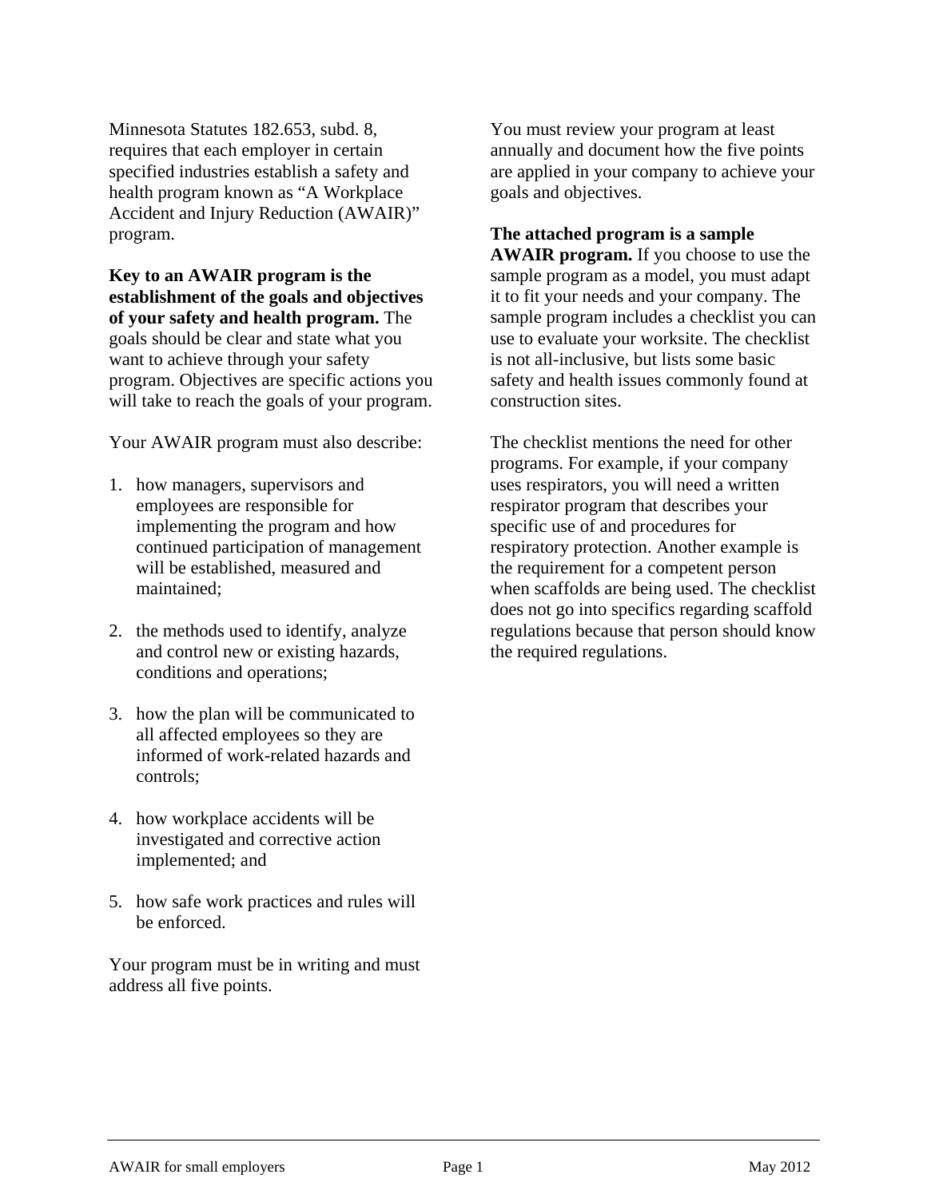Minnesota Statutes 182.653, subd. 8, requires that each employer in certain specified industries establish a safety and health program known as “A Workplace Accident and Injury Reduction (AWAIR)” program.

**Key to an AWAIR program is the establishment of the goals and objectives of your safety and health program.** The goals should be clear and state what you want to achieve through your safety program. Objectives are specific actions you will take to reach the goals of your program.

Your AWAIR program must also describe:

1. how managers, supervisors and employees are responsible for implementing the program and how continued participation of management will be established, measured and maintained;

2. the methods used to identify, analyze and control new or existing hazards, conditions and operations;

3. how the plan will be communicated to all affected employees so they are informed of work-related hazards and controls;

4. how workplace accidents will be investigated and corrective action implemented; and

5. how safe work practices and rules will be enforced.

Your program must be in writing and must address all five points.

You must review your program at least annually and document how the five points are applied in your company to achieve your goals and objectives.

**The attached program is a sample AWAIR program.** If you choose to use the sample program as a model, you must adapt it to fit your needs and your company. The sample program includes a checklist you can use to evaluate your worksite. The checklist is not all-inclusive, but lists some basic safety and health issues commonly found at construction sites.

The checklist mentions the need for other programs. For example, if your company uses respirators, you will need a written respirator program that describes your specific use of and procedures for respiratory protection. Another example is the requirement for a competent person when scaffolds are being used. The checklist does not go into specifics regarding scaffold regulations because that person should know the required regulations.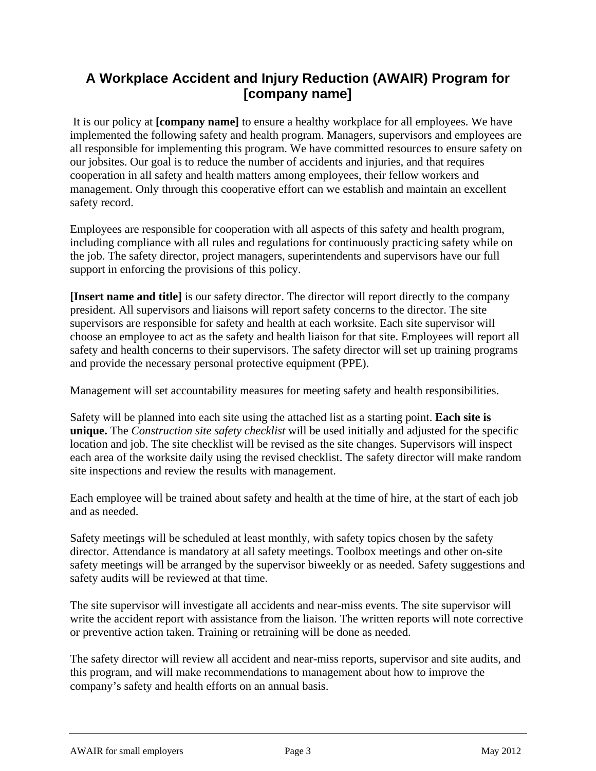## A Workplace Accident and Injury Reduction (AWAIR) Program for [company name]

It is our policy at **[company name]** to ensure a healthy workplace for all employees. We have implemented the following safety and health program. Managers, supervisors and employees are all responsible for implementing this program. We have committed resources to ensure safety on our jobsites. Our goal is to reduce the number of accidents and injuries, and that requires cooperation in all safety and health matters among employees, their fellow workers and management. Only through this cooperative effort can we establish and maintain an excellent safety record.

Employees are responsible for cooperation with all aspects of this safety and health program, including compliance with all rules and regulations for continuously practicing safety while on the job. The safety director, project managers, superintendents and supervisors have our full support in enforcing the provisions of this policy.

**[Insert name and title]** is our safety director. The director will report directly to the company president. All supervisors and liaisons will report safety concerns to the director. The site supervisors are responsible for safety and health at each worksite. Each site supervisor will choose an employee to act as the safety and health liaison for that site. Employees will report all safety and health concerns to their supervisors. The safety director will set up training programs and provide the necessary personal protective equipment (PPE).

Management will set accountability measures for meeting safety and health responsibilities.

Safety will be planned into each site using the attached list as a starting point. **Each site is unique.** The *Construction site safety checklist* will be used initially and adjusted for the specific location and job. The site checklist will be revised as the site changes. Supervisors will inspect each area of the worksite daily using the revised checklist. The safety director will make random site inspections and review the results with management.

Each employee will be trained about safety and health at the time of hire, at the start of each job and as needed.

Safety meetings will be scheduled at least monthly, with safety topics chosen by the safety director. Attendance is mandatory at all safety meetings. Toolbox meetings and other on-site safety meetings will be arranged by the supervisor biweekly or as needed. Safety suggestions and safety audits will be reviewed at that time.

The site supervisor will investigate all accidents and near-miss events. The site supervisor will write the accident report with assistance from the liaison. The written reports will note corrective or preventive action taken. Training or retraining will be done as needed.

The safety director will review all accident and near-miss reports, supervisor and site audits, and this program, and will make recommendations to management about how to improve the company's safety and health efforts on an annual basis.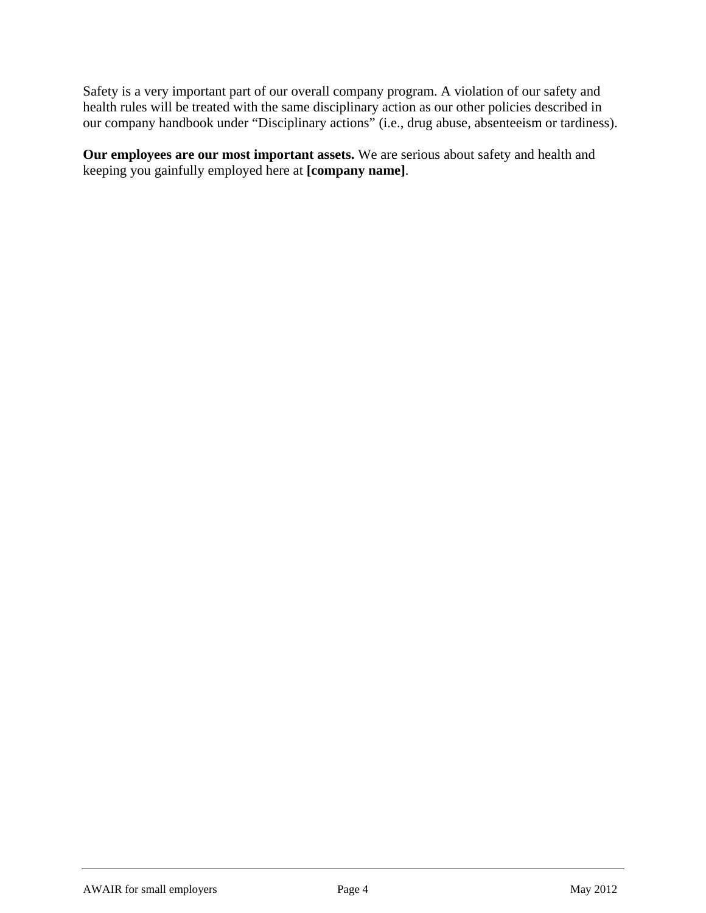Safety is a very important part of our overall company program. A violation of our safety and health rules will be treated with the same disciplinary action as our other policies described in our company handbook under “Disciplinary actions” (i.e., drug abuse, absenteeism or tardiness).

**Our employees are our most important assets.** We are serious about safety and health and keeping you gainfully employed here at **[company name]**.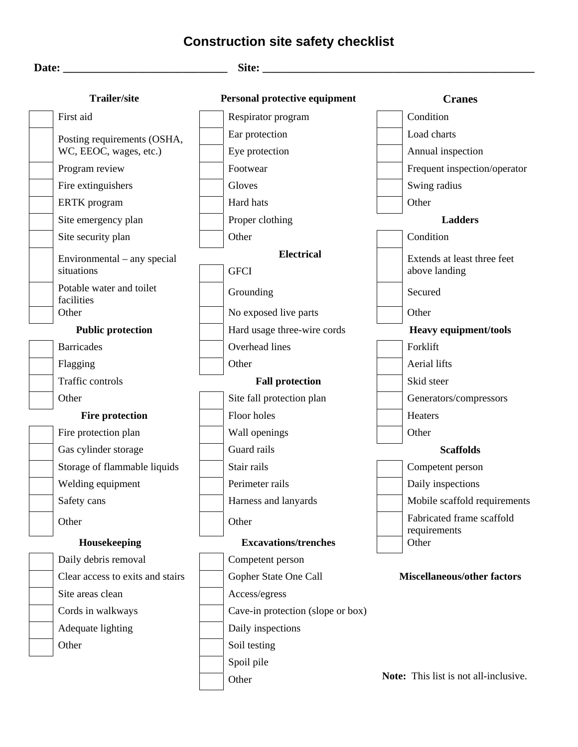# Construction site safety checklist

**Date:** ______________________________ **Site:** __________________________________________________

### Trailer/site

- ☐ First aid
- ☐ Posting requirements (OSHA, WC, EEOC, wages, etc.)
- ☐ Program review
- ☐ Fire extinguishers
- ☐ ERTK program
- ☐ Site emergency plan
- ☐ Site security plan
- ☐ Environmental – any special situations
- ☐ Potable water and toilet facilities
- ☐ Other

### Public protection

- ☐ Barricades
- ☐ Flagging
- ☐ Traffic controls
- ☐ Other

### Fire protection

- ☐ Fire protection plan
- ☐ Gas cylinder storage
- ☐ Storage of flammable liquids
- ☐ Welding equipment
- ☐ Safety cans
- ☐ Other

### Housekeeping

- ☐ Daily debris removal
- ☐ Clear access to exits and stairs
- ☐ Site areas clean
- ☐ Cords in walkways
- ☐ Adequate lighting
- ☐ Other

### Personal protective equipment

- ☐ Respirator program
- ☐ Ear protection
- ☐ Eye protection
- ☐ Footwear
- ☐ Gloves
- ☐ Hard hats
- ☐ Proper clothing
- ☐ Other

### Electrical

- ☐ GFCI
- ☐ Grounding
- ☐ No exposed live parts
- ☐ Hard usage three-wire cords
- ☐ Overhead lines
- ☐ Other

### Fall protection

- ☐ Site fall protection plan
- ☐ Floor holes
- ☐ Wall openings
- ☐ Guard rails
- ☐ Stair rails
- ☐ Perimeter rails
- ☐ Harness and lanyards
- ☐ Other

### Excavations/trenches

- ☐ Competent person
- ☐ Gopher State One Call
- ☐ Access/egress
- ☐ Cave-in protection (slope or box)
- ☐ Daily inspections
- ☐ Soil testing
- ☐ Spoil pile
- ☐ Other

### Cranes

- ☐ Condition
- ☐ Load charts
- ☐ Annual inspection
- ☐ Frequent inspection/operator
- ☐ Swing radius
- ☐ Other

### Ladders

- ☐ Condition
- ☐ Extends at least three feet above landing
- ☐ Secured
- ☐ Other

### Heavy equipment/tools

- ☐ Forklift
- ☐ Aerial lifts
- ☐ Skid steer
- ☐ Generators/compressors
- ☐ Heaters
- ☐ Other

### Scaffolds

- ☐ Competent person
- ☐ Daily inspections
- ☐ Mobile scaffold requirements
- ☐ Fabricated frame scaffold requirements
- ☐ Other

### Miscellaneous/other factors

**Note:** This list is not all-inclusive.